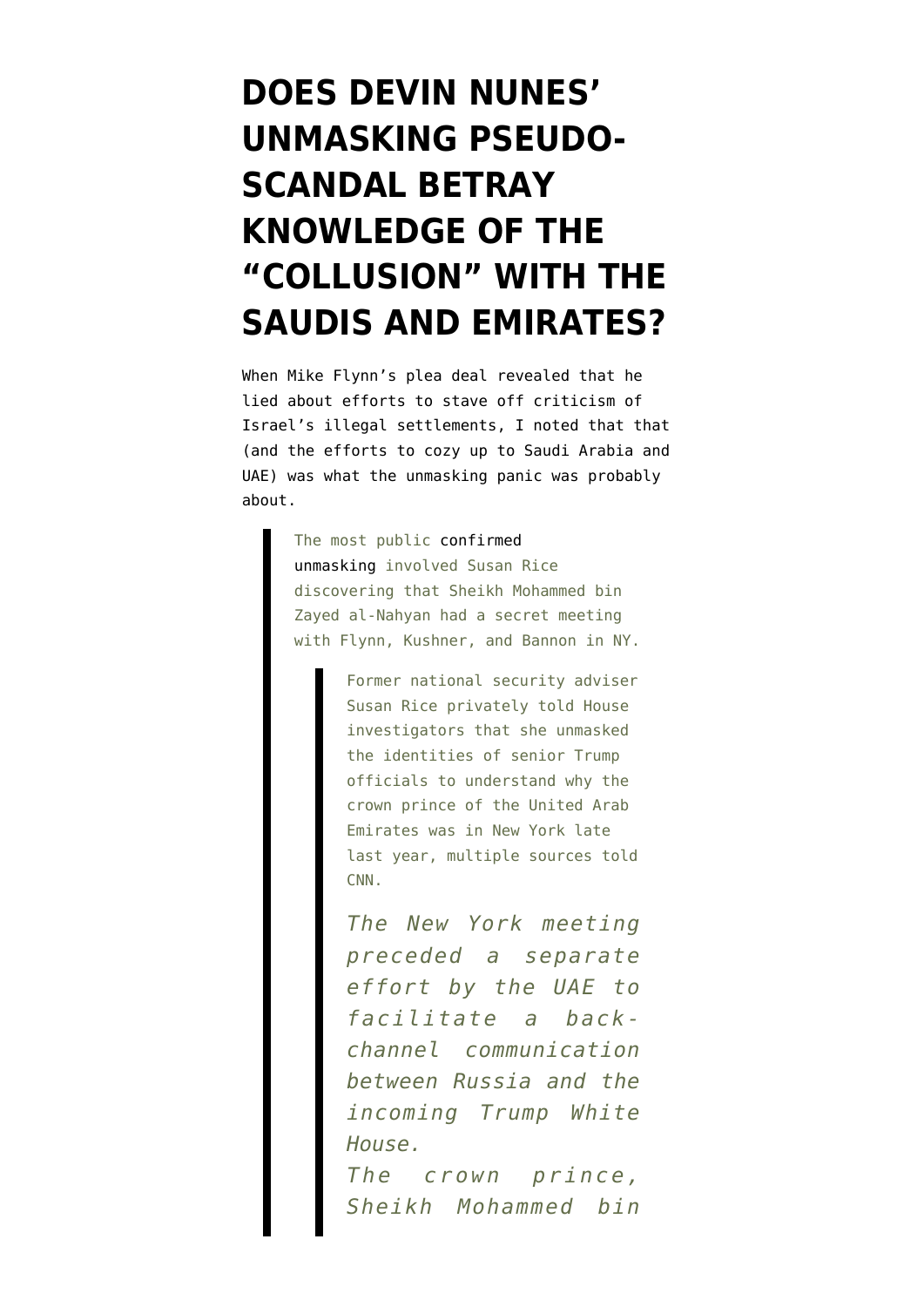# DOES DEVIN NUNES' UNMASKING PSEUDO-SCANDAL BETRAY KNOWLEDGE OF THE "COLLUSION" WITH THE SAUDIS AND EMIRATES?

When Mike Flynn's plea deal revealed that he lied about efforts to stave off criticism of Israel's illegal settlements, I noted that that (and the efforts to cozy up to Saudi Arabia and UAE) was what the unmasking panic was probably about.

> The most public confirmed unmasking involved Susan Rice discovering that Sheikh Mohammed bin Zayed al-Nahyan had a secret meeting with Flynn, Kushner, and Bannon in NY.
>
> > Former national security adviser Susan Rice privately told House investigators that she unmasked the identities of senior Trump officials to understand why the crown prince of the United Arab Emirates was in New York late last year, multiple sources told CNN.
> >
> > *The New York meeting preceded a separate effort by the UAE to facilitate a back-channel communication between Russia and the incoming Trump White House.*
> >
> > *The crown prince, Sheikh Mohammed bin*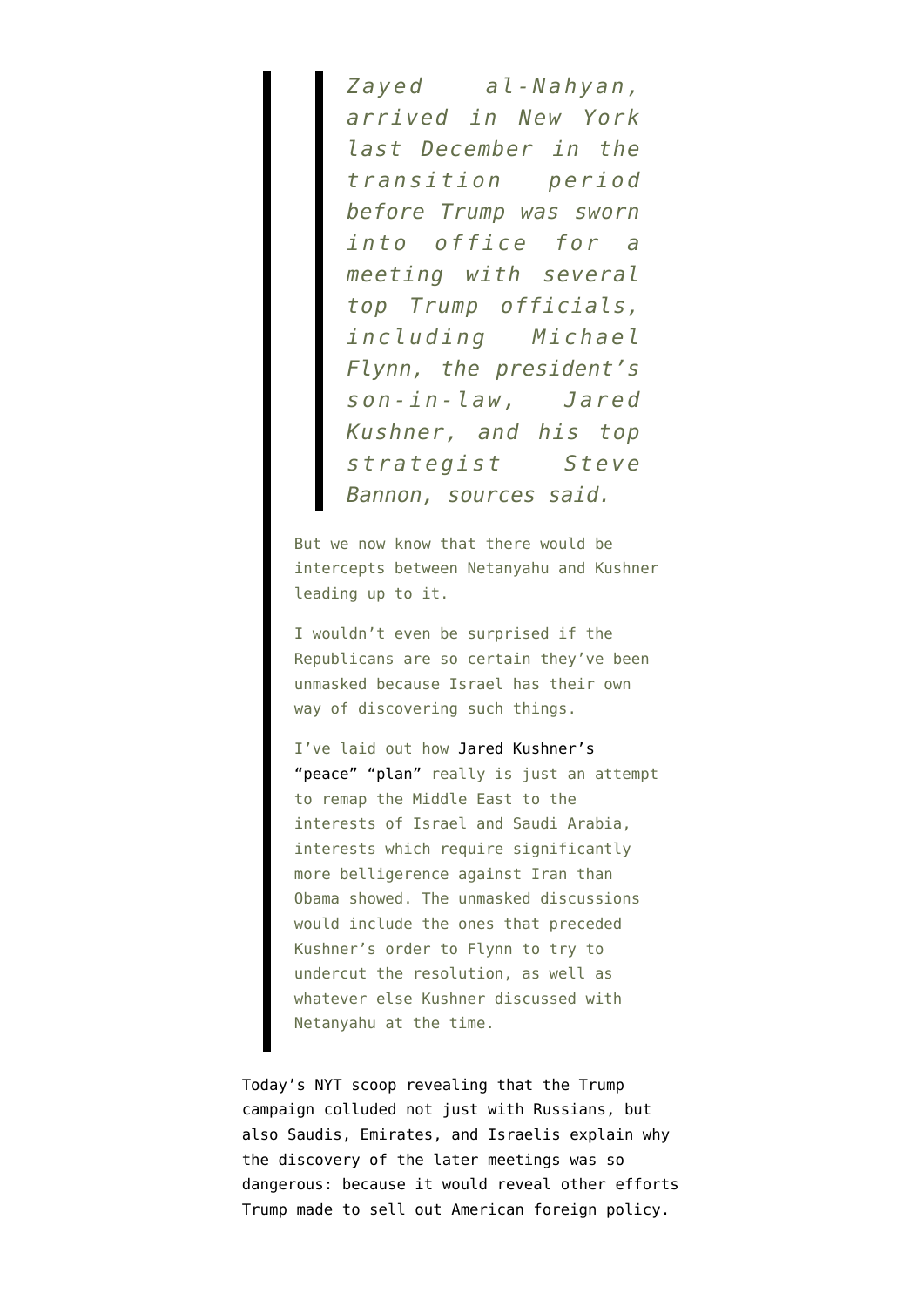> > *Zayed al-Nahyan, arrived in New York last December in the transition period before Trump was sworn into office for a meeting with several top Trump officials, including Michael Flynn, the president's son-in-law, Jared Kushner, and his top strategist Steve Bannon, sources said.*
>
> But we now know that there would be intercepts between Netanyahu and Kushner leading up to it.
>
> I wouldn't even be surprised if the Republicans are so certain they've been unmasked because Israel has their own way of discovering such things.
>
> I've laid out how Jared Kushner's "peace" "plan" really is just an attempt to remap the Middle East to the interests of Israel and Saudi Arabia, interests which require significantly more belligerence against Iran than Obama showed. The unmasked discussions would include the ones that preceded Kushner's order to Flynn to try to undercut the resolution, as well as whatever else Kushner discussed with Netanyahu at the time.

Today's NYT scoop revealing that the Trump campaign colluded not just with Russians, but also Saudis, Emirates, and Israelis explain why the discovery of the later meetings was so dangerous: because it would reveal other efforts Trump made to sell out American foreign policy.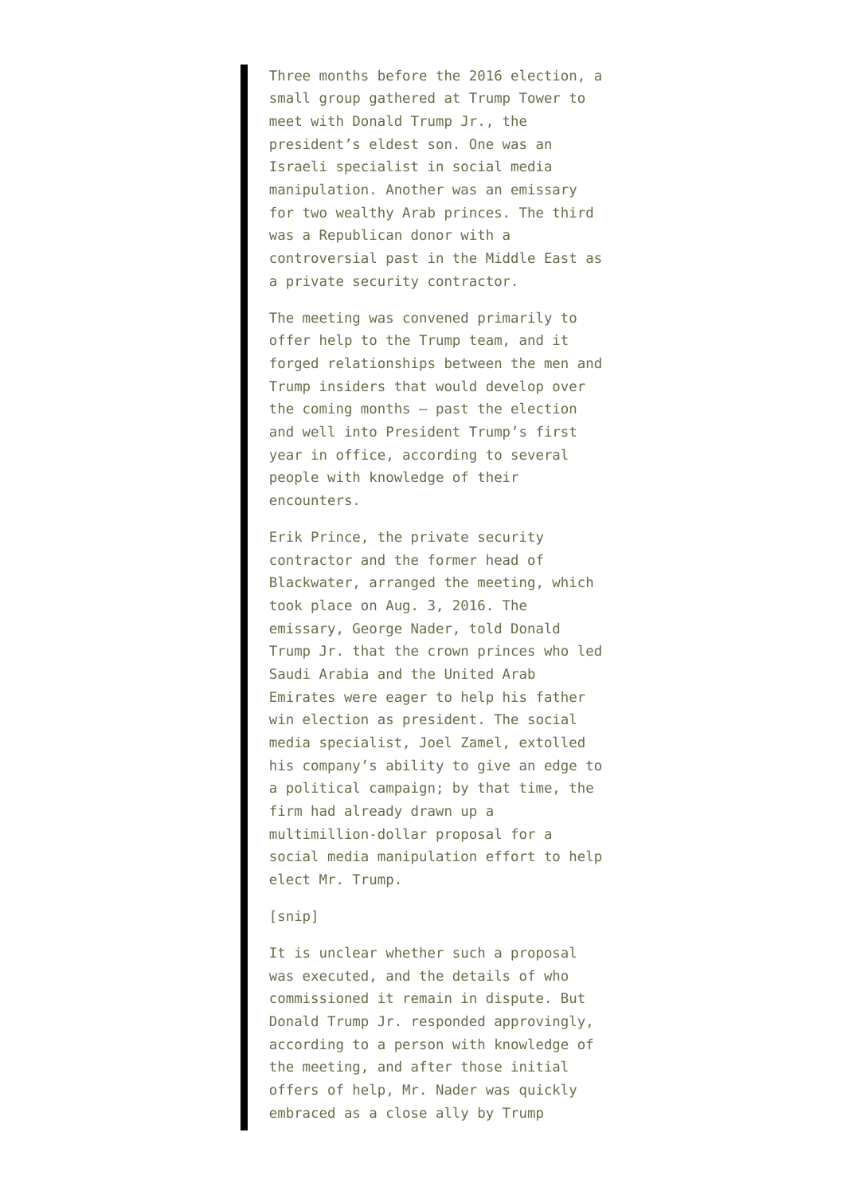> Three months before the 2016 election, a small group gathered at Trump Tower to meet with Donald Trump Jr., the president's eldest son. One was an Israeli specialist in social media manipulation. Another was an emissary for two wealthy Arab princes. The third was a Republican donor with a controversial past in the Middle East as a private security contractor.
>
> The meeting was convened primarily to offer help to the Trump team, and it forged relationships between the men and Trump insiders that would develop over the coming months — past the election and well into President Trump's first year in office, according to several people with knowledge of their encounters.
>
> Erik Prince, the private security contractor and the former head of Blackwater, arranged the meeting, which took place on Aug. 3, 2016. The emissary, George Nader, told Donald Trump Jr. that the crown princes who led Saudi Arabia and the United Arab Emirates were eager to help his father win election as president. The social media specialist, Joel Zamel, extolled his company's ability to give an edge to a political campaign; by that time, the firm had already drawn up a multimillion-dollar proposal for a social media manipulation effort to help elect Mr. Trump.
>
> [snip]
>
> It is unclear whether such a proposal was executed, and the details of who commissioned it remain in dispute. But Donald Trump Jr. responded approvingly, according to a person with knowledge of the meeting, and after those initial offers of help, Mr. Nader was quickly embraced as a close ally by Trump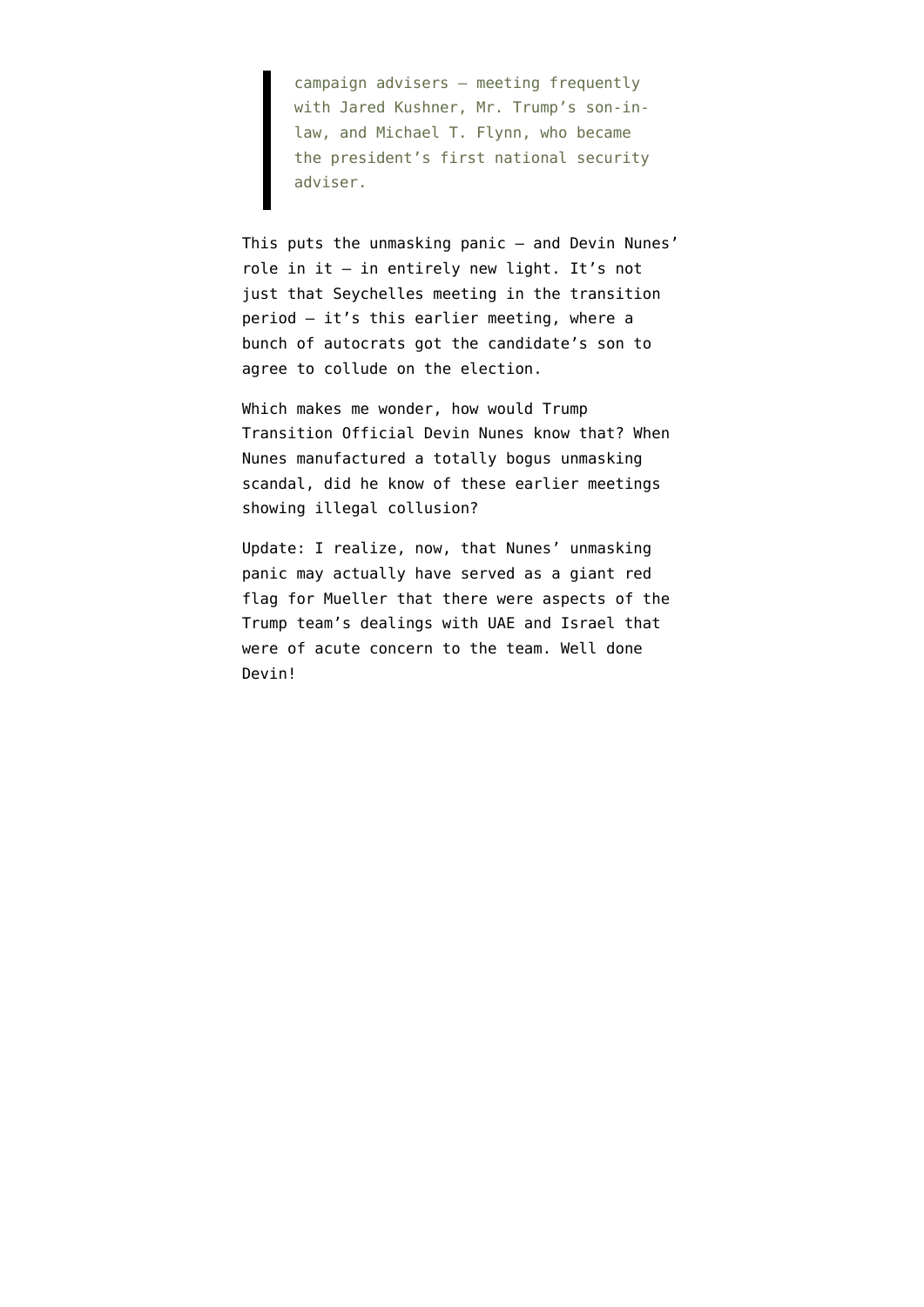> campaign advisers — meeting frequently with Jared Kushner, Mr. Trump's son-in-law, and Michael T. Flynn, who became the president's first national security adviser.

This puts the unmasking panic — and Devin Nunes' role in it — in entirely new light. It's not just that Seychelles meeting in the transition period — it's this earlier meeting, where a bunch of autocrats got the candidate's son to agree to collude on the election.

Which makes me wonder, how would Trump Transition Official Devin Nunes know that? When Nunes manufactured a totally bogus unmasking scandal, did he know of these earlier meetings showing illegal collusion?

Update: I realize, now, that Nunes' unmasking panic may actually have served as a giant red flag for Mueller that there were aspects of the Trump team's dealings with UAE and Israel that were of acute concern to the team. Well done Devin!